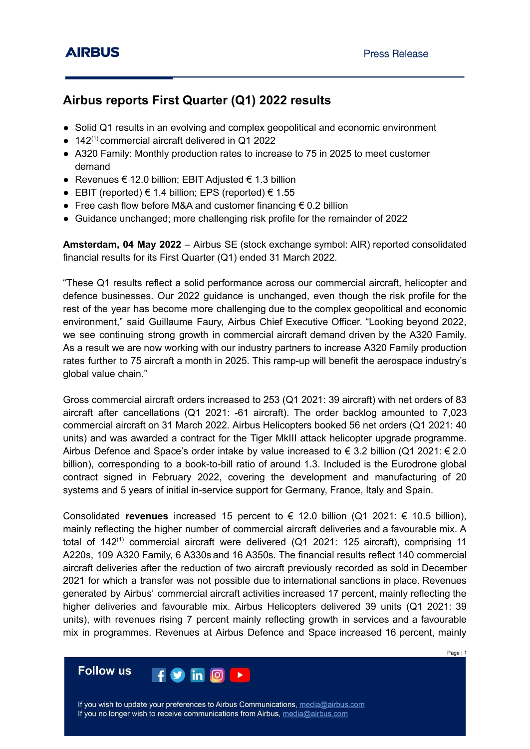# Airbus reports First Quarter (Q1) 2022 results

- Solid Q1 results in an evolving and complex geopolitical and economic environment
- 142[(1)] commercial aircraft delivered in Q1 2022
- A320 Family: Monthly production rates to increase to 75 in 2025 to meet customer demand
- Revenues € 12.0 billion; EBIT Adjusted € 1.3 billion
- EBIT (reported) € 1.4 billion; EPS (reported) € 1.55
- Free cash flow before M&A and customer financing € 0.2 billion
- Guidance unchanged; more challenging risk profile for the remainder of 2022

**Amsterdam, 04 May 2022** – Airbus SE (stock exchange symbol: AIR) reported consolidated financial results for its First Quarter (Q1) ended 31 March 2022.

"These Q1 results reflect a solid performance across our commercial aircraft, helicopter and defence businesses. Our 2022 guidance is unchanged, even though the risk profile for the rest of the year has become more challenging due to the complex geopolitical and economic environment," said Guillaume Faury, Airbus Chief Executive Officer. "Looking beyond 2022, we see continuing strong growth in commercial aircraft demand driven by the A320 Family. As a result we are now working with our industry partners to increase A320 Family production rates further to 75 aircraft a month in 2025. This ramp-up will benefit the aerospace industry's global value chain."

Gross commercial aircraft orders increased to 253 (Q1 2021: 39 aircraft) with net orders of 83 aircraft after cancellations (Q1 2021: -61 aircraft). The order backlog amounted to 7,023 commercial aircraft on 31 March 2022. Airbus Helicopters booked 56 net orders (Q1 2021: 40 units) and was awarded a contract for the Tiger MkIII attack helicopter upgrade programme. Airbus Defence and Space's order intake by value increased to € 3.2 billion (Q1 2021: € 2.0 billion), corresponding to a book-to-bill ratio of around 1.3. Included is the Eurodrone global contract signed in February 2022, covering the development and manufacturing of 20 systems and 5 years of initial in-service support for Germany, France, Italy and Spain.

Consolidated **revenues** increased 15 percent to € 12.0 billion (Q1 2021: € 10.5 billion), mainly reflecting the higher number of commercial aircraft deliveries and a favourable mix. A total of 142[(1)] commercial aircraft were delivered (Q1 2021: 125 aircraft), comprising 11 A220s, 109 A320 Family, 6 A330s and 16 A350s. The financial results reflect 140 commercial aircraft deliveries after the reduction of two aircraft previously recorded as sold in December 2021 for which a transfer was not possible due to international sanctions in place. Revenues generated by Airbus' commercial aircraft activities increased 17 percent, mainly reflecting the higher deliveries and favourable mix. Airbus Helicopters delivered 39 units (Q1 2021: 39 units), with revenues rising 7 percent mainly reflecting growth in services and a favourable mix in programmes. Revenues at Airbus Defence and Space increased 16 percent, mainly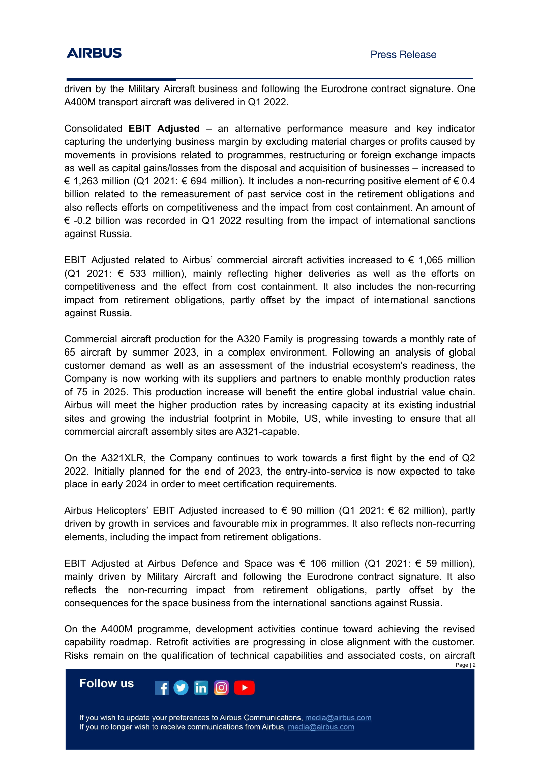driven by the Military Aircraft business and following the Eurodrone contract signature. One A400M transport aircraft was delivered in Q1 2022.

Consolidated **EBIT Adjusted** – an alternative performance measure and key indicator capturing the underlying business margin by excluding material charges or profits caused by movements in provisions related to programmes, restructuring or foreign exchange impacts as well as capital gains/losses from the disposal and acquisition of businesses – increased to € 1,263 million (Q1 2021: € 694 million). It includes a non-recurring positive element of € 0.4 billion related to the remeasurement of past service cost in the retirement obligations and also reflects efforts on competitiveness and the impact from cost containment. An amount of € -0.2 billion was recorded in Q1 2022 resulting from the impact of international sanctions against Russia.

EBIT Adjusted related to Airbus' commercial aircraft activities increased to € 1,065 million (Q1 2021: € 533 million), mainly reflecting higher deliveries as well as the efforts on competitiveness and the effect from cost containment. It also includes the non-recurring impact from retirement obligations, partly offset by the impact of international sanctions against Russia.

Commercial aircraft production for the A320 Family is progressing towards a monthly rate of 65 aircraft by summer 2023, in a complex environment. Following an analysis of global customer demand as well as an assessment of the industrial ecosystem's readiness, the Company is now working with its suppliers and partners to enable monthly production rates of 75 in 2025. This production increase will benefit the entire global industrial value chain. Airbus will meet the higher production rates by increasing capacity at its existing industrial sites and growing the industrial footprint in Mobile, US, while investing to ensure that all commercial aircraft assembly sites are A321-capable.

On the A321XLR, the Company continues to work towards a first flight by the end of Q2 2022. Initially planned for the end of 2023, the entry-into-service is now expected to take place in early 2024 in order to meet certification requirements.

Airbus Helicopters' EBIT Adjusted increased to € 90 million (Q1 2021: € 62 million), partly driven by growth in services and favourable mix in programmes. It also reflects non-recurring elements, including the impact from retirement obligations.

EBIT Adjusted at Airbus Defence and Space was € 106 million (Q1 2021: € 59 million), mainly driven by Military Aircraft and following the Eurodrone contract signature. It also reflects the non-recurring impact from retirement obligations, partly offset by the consequences for the space business from the international sanctions against Russia.

On the A400M programme, development activities continue toward achieving the revised capability roadmap. Retrofit activities are progressing in close alignment with the customer. Risks remain on the qualification of technical capabilities and associated costs, on aircraft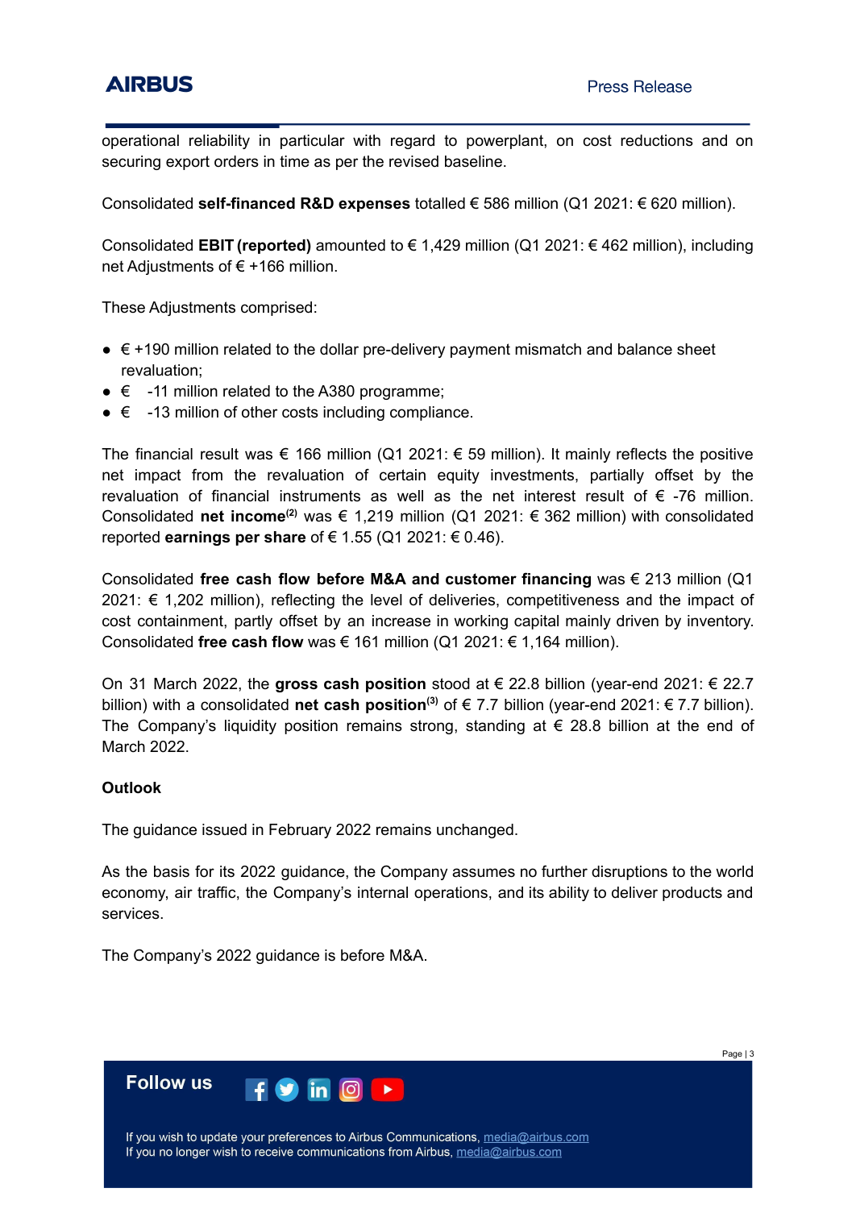operational reliability in particular with regard to powerplant, on cost reductions and on securing export orders in time as per the revised baseline.

Consolidated **self-financed R&D expenses** totalled € 586 million (Q1 2021: € 620 million).

Consolidated **EBIT (reported)** amounted to € 1,429 million (Q1 2021: € 462 million), including net Adjustments of € +166 million.

These Adjustments comprised:

- € +190 million related to the dollar pre-delivery payment mismatch and balance sheet revaluation;
- € -11 million related to the A380 programme;
- € -13 million of other costs including compliance.

The financial result was € 166 million (Q1 2021: € 59 million). It mainly reflects the positive net impact from the revaluation of certain equity investments, partially offset by the revaluation of financial instruments as well as the net interest result of € -76 million. Consolidated **net income**(2) was € 1,219 million (Q1 2021: € 362 million) with consolidated reported **earnings per share** of € 1.55 (Q1 2021: € 0.46).

Consolidated **free cash flow before M&A and customer financing** was € 213 million (Q1 2021: € 1,202 million), reflecting the level of deliveries, competitiveness and the impact of cost containment, partly offset by an increase in working capital mainly driven by inventory. Consolidated **free cash flow** was € 161 million (Q1 2021: € 1,164 million).

On 31 March 2022, the **gross cash position** stood at € 22.8 billion (year-end 2021: € 22.7 billion) with a consolidated **net cash position**(3) of € 7.7 billion (year-end 2021: € 7.7 billion). The Company's liquidity position remains strong, standing at € 28.8 billion at the end of March 2022.

**Outlook**

The guidance issued in February 2022 remains unchanged.

As the basis for its 2022 guidance, the Company assumes no further disruptions to the world economy, air traffic, the Company's internal operations, and its ability to deliver products and services.

The Company's 2022 guidance is before M&A.

**Follow us**

If you wish to update your preferences to Airbus Communications, media@airbus.com
If you no longer wish to receive communications from Airbus, media@airbus.com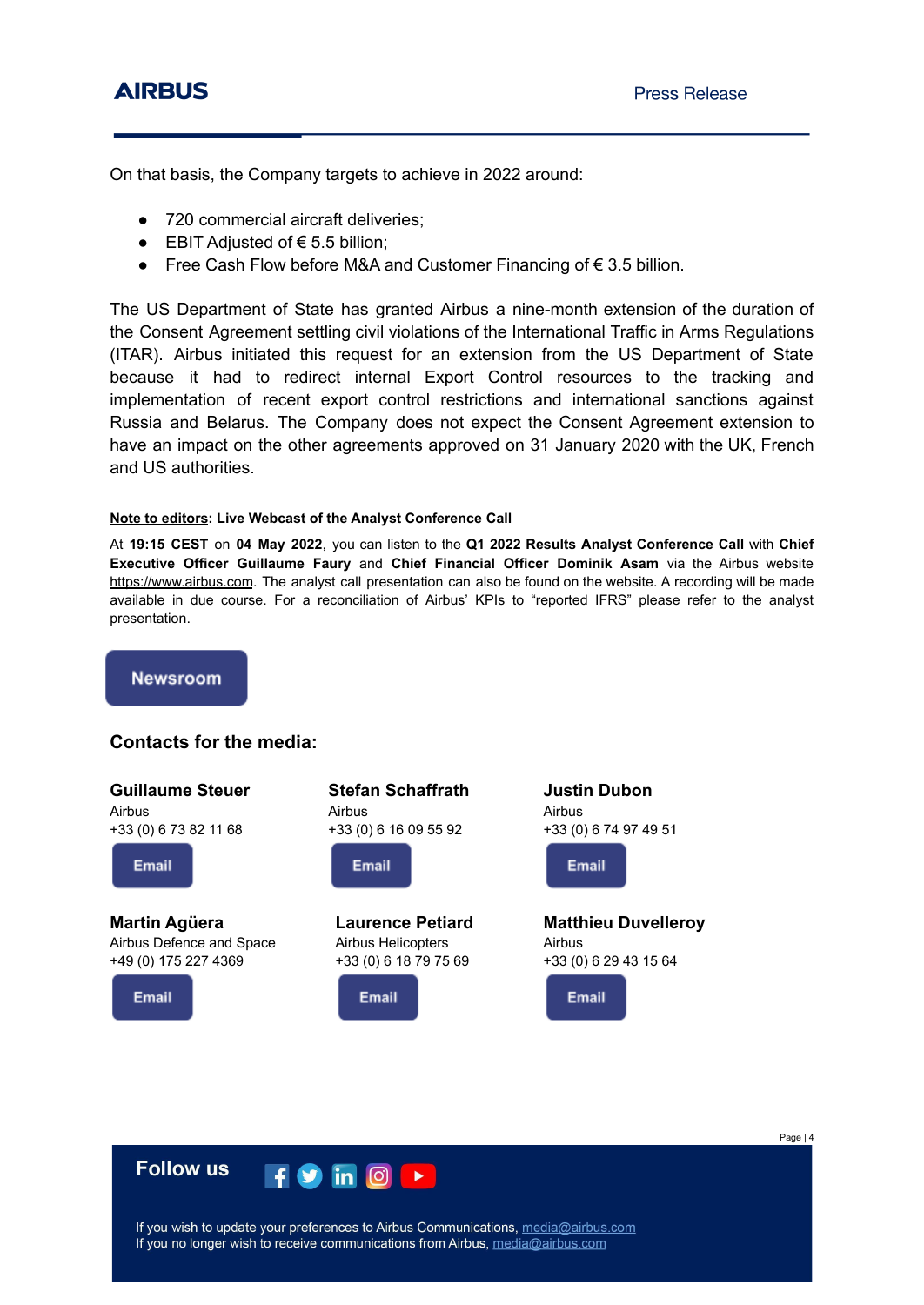On that basis, the Company targets to achieve in 2022 around:

- 720 commercial aircraft deliveries;
- EBIT Adjusted of € 5.5 billion;
- Free Cash Flow before M&A and Customer Financing of € 3.5 billion.

The US Department of State has granted Airbus a nine-month extension of the duration of the Consent Agreement settling civil violations of the International Traffic in Arms Regulations (ITAR). Airbus initiated this request for an extension from the US Department of State because it had to redirect internal Export Control resources to the tracking and implementation of recent export control restrictions and international sanctions against Russia and Belarus. The Company does not expect the Consent Agreement extension to have an impact on the other agreements approved on 31 January 2020 with the UK, French and US authorities.

**Note to editors: Live Webcast of the Analyst Conference Call**

At **19:15 CEST** on **04 May 2022**, you can listen to the **Q1 2022 Results Analyst Conference Call** with **Chief Executive Officer Guillaume Faury** and **Chief Financial Officer Dominik Asam** via the Airbus website https://www.airbus.com. The analyst call presentation can also be found on the website. A recording will be made available in due course. For a reconciliation of Airbus' KPIs to "reported IFRS" please refer to the analyst presentation.

Newsroom

## Contacts for the media:

**Guillaume Steuer**
Airbus
+33 (0) 6 73 82 11 68
Email

**Stefan Schaffrath**
Airbus
+33 (0) 6 16 09 55 92
Email

**Justin Dubon**
Airbus
+33 (0) 6 74 97 49 51
Email

**Martin Agüera**
Airbus Defence and Space
+49 (0) 175 227 4369
Email

**Laurence Petiard**
Airbus Helicopters
+33 (0) 6 18 79 75 69
Email

**Matthieu Duvelleroy**
Airbus
+33 (0) 6 29 43 15 64
Email

**Follow us**

If you wish to update your preferences to Airbus Communications, media@airbus.com
If you no longer wish to receive communications from Airbus, media@airbus.com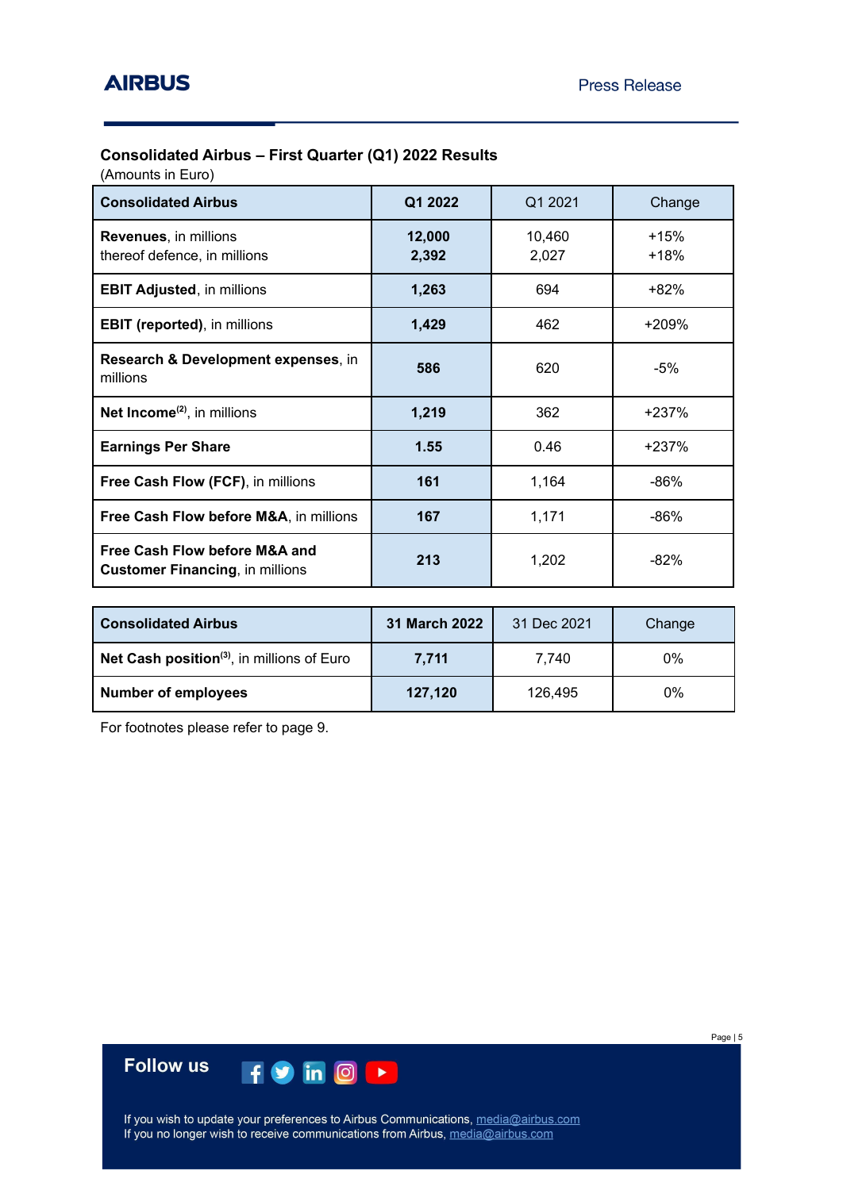**Consolidated Airbus – First Quarter (Q1) 2022 Results**
(Amounts in Euro)

| Consolidated Airbus | Q1 2022 | Q1 2021 | Change |
|---|---|---|---|
| **Revenues**, in millions<br>thereof defence, in millions | **12,000**<br>**2,392** | 10,460<br>2,027 | +15%<br>+18% |
| **EBIT Adjusted**, in millions | **1,263** | 694 | +82% |
| **EBIT (reported)**, in millions | **1,429** | 462 | +209% |
| **Research & Development expenses**, in millions | **586** | 620 | -5% |
| **Net Income**[(2)], in millions | **1,219** | 362 | +237% |
| **Earnings Per Share** | **1.55** | 0.46 | +237% |
| **Free Cash Flow (FCF)**, in millions | **161** | 1,164 | -86% |
| **Free Cash Flow before M&A**, in millions | **167** | 1,171 | -86% |
| **Free Cash Flow before M&A and Customer Financing**, in millions | **213** | 1,202 | -82% |

| Consolidated Airbus | 31 March 2022 | 31 Dec 2021 | Change |
|---|---|---|---|
| **Net Cash position**[(3)], in millions of Euro | **7,711** | 7,740 | 0% |
| **Number of employees** | **127,120** | 126,495 | 0% |

For footnotes please refer to page 9.

**Follow us**

If you wish to update your preferences to Airbus Communications, media@airbus.com
If you no longer wish to receive communications from Airbus, media@airbus.com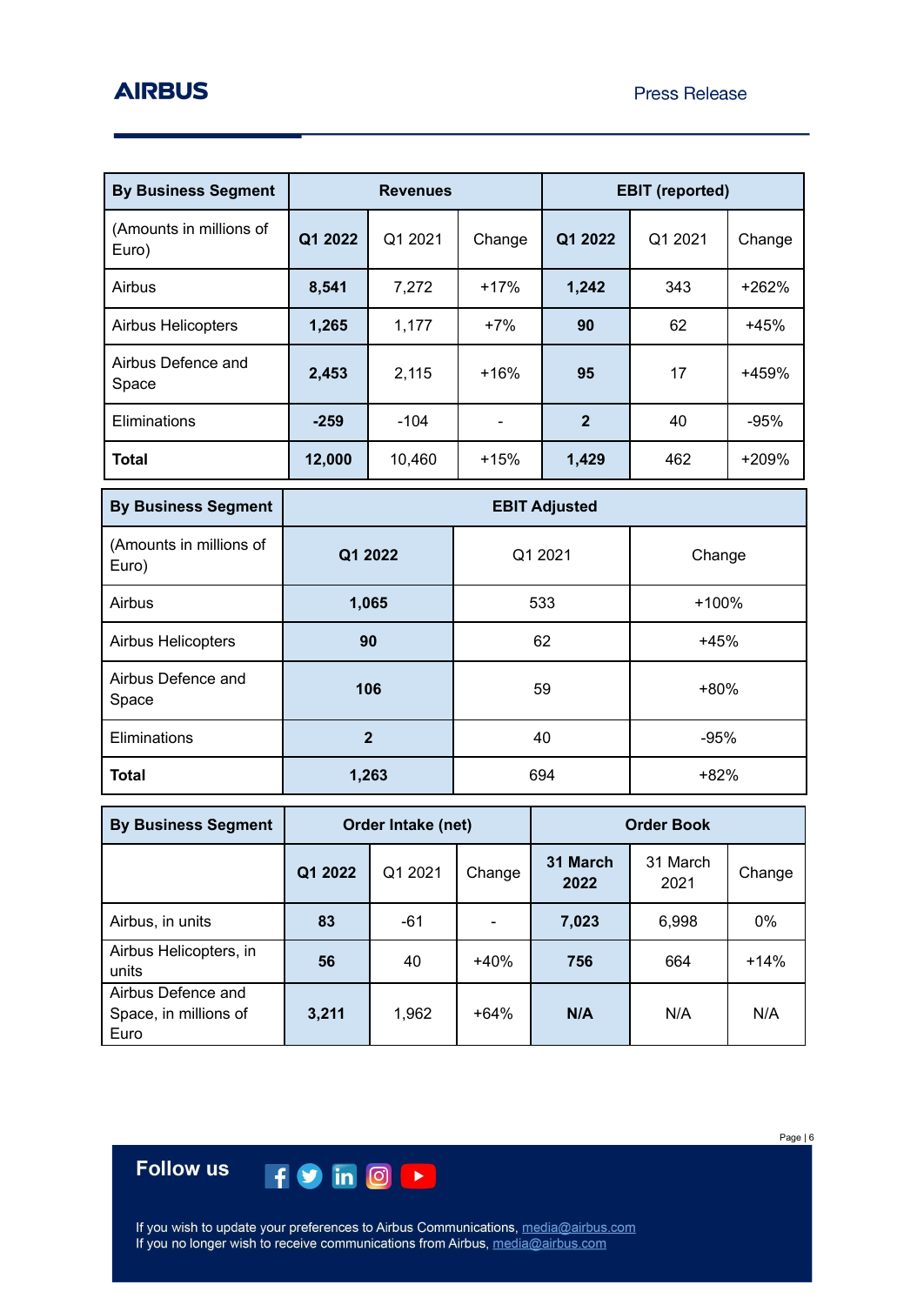| By Business Segment | Revenues | | | EBIT (reported) | | |
|---|---|---|---|---|---|---|
| (Amounts in millions of Euro) | **Q1 2022** | Q1 2021 | Change | **Q1 2022** | Q1 2021 | Change |
| Airbus | **8,541** | 7,272 | +17% | **1,242** | 343 | +262% |
| Airbus Helicopters | **1,265** | 1,177 | +7% | **90** | 62 | +45% |
| Airbus Defence and Space | **2,453** | 2,115 | +16% | **95** | 17 | +459% |
| Eliminations | **-259** | -104 | - | **2** | 40 | -95% |
| **Total** | **12,000** | 10,460 | +15% | **1,429** | 462 | +209% |

| By Business Segment | EBIT Adjusted | | |
|---|---|---|---|
| (Amounts in millions of Euro) | **Q1 2022** | Q1 2021 | Change |
| Airbus | **1,065** | 533 | +100% |
| Airbus Helicopters | **90** | 62 | +45% |
| Airbus Defence and Space | **106** | 59 | +80% |
| Eliminations | **2** | 40 | -95% |
| **Total** | **1,263** | 694 | +82% |

| By Business Segment | Order Intake (net) | | | Order Book | | |
|---|---|---|---|---|---|---|
| | **Q1 2022** | Q1 2021 | Change | **31 March 2022** | 31 March 2021 | Change |
| Airbus, in units | **83** | -61 | - | **7,023** | 6,998 | 0% |
| Airbus Helicopters, in units | **56** | 40 | +40% | **756** | 664 | +14% |
| Airbus Defence and Space, in millions of Euro | **3,211** | 1,962 | +64% | **N/A** | N/A | N/A |

**Follow us**

If you wish to update your preferences to Airbus Communications, media@airbus.com
If you no longer wish to receive communications from Airbus, media@airbus.com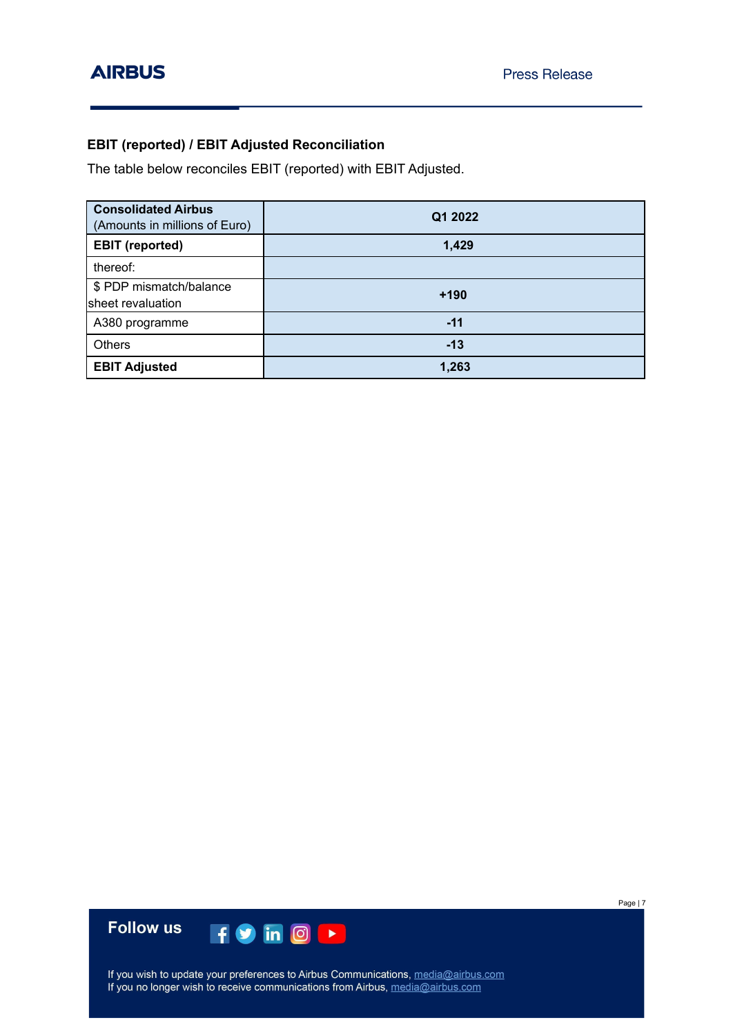## EBIT (reported) / EBIT Adjusted Reconciliation

The table below reconciles EBIT (reported) with EBIT Adjusted.

| **Consolidated Airbus** (Amounts in millions of Euro) | **Q1 2022** |
|---|---|
| **EBIT (reported)** | **1,429** |
| thereof: | |
| $ PDP mismatch/balance sheet revaluation | **+190** |
| A380 programme | **-11** |
| Others | **-13** |
| **EBIT Adjusted** | **1,263** |

**Follow us**

If you wish to update your preferences to Airbus Communications, media@airbus.com
If you no longer wish to receive communications from Airbus, media@airbus.com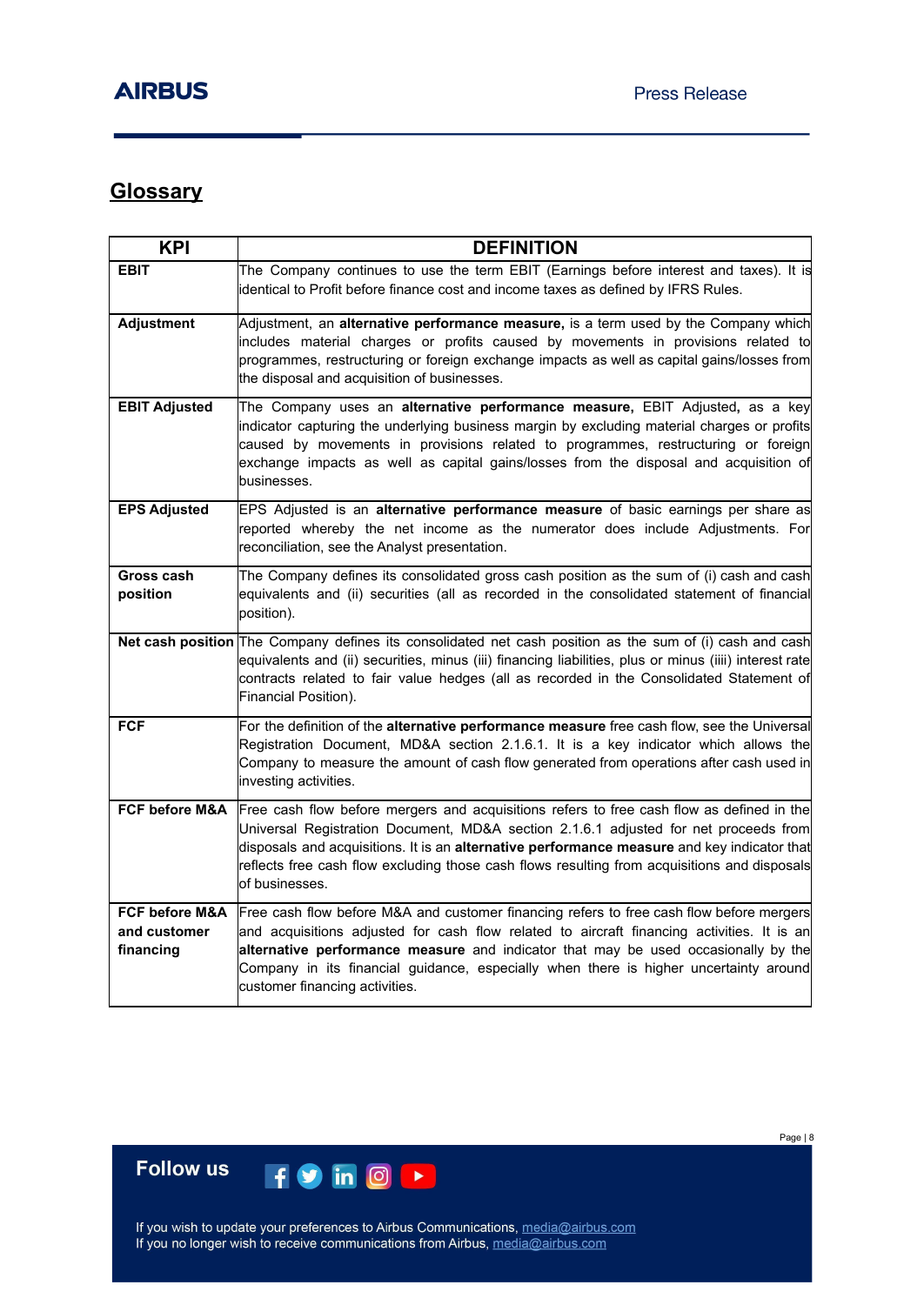## Glossary

| KPI | DEFINITION |
|---|---|
| **EBIT** | The Company continues to use the term EBIT (Earnings before interest and taxes). It is identical to Profit before finance cost and income taxes as defined by IFRS Rules. |
| **Adjustment** | Adjustment, an **alternative performance measure,** is a term used by the Company which includes material charges or profits caused by movements in provisions related to programmes, restructuring or foreign exchange impacts as well as capital gains/losses from the disposal and acquisition of businesses. |
| **EBIT Adjusted** | The Company uses an **alternative performance measure,** EBIT Adjusted**,** as a key indicator capturing the underlying business margin by excluding material charges or profits caused by movements in provisions related to programmes, restructuring or foreign exchange impacts as well as capital gains/losses from the disposal and acquisition of businesses. |
| **EPS Adjusted** | EPS Adjusted is an **alternative performance measure** of basic earnings per share as reported whereby the net income as the numerator does include Adjustments. For reconciliation, see the Analyst presentation. |
| **Gross cash position** | The Company defines its consolidated gross cash position as the sum of (i) cash and cash equivalents and (ii) securities (all as recorded in the consolidated statement of financial position). |
| **Net cash position** | The Company defines its consolidated net cash position as the sum of (i) cash and cash equivalents and (ii) securities, minus (iii) financing liabilities, plus or minus (iiii) interest rate contracts related to fair value hedges (all as recorded in the Consolidated Statement of Financial Position). |
| **FCF** | For the definition of the **alternative performance measure** free cash flow, see the Universal Registration Document, MD&A section 2.1.6.1. It is a key indicator which allows the Company to measure the amount of cash flow generated from operations after cash used in investing activities. |
| **FCF before M&A** | Free cash flow before mergers and acquisitions refers to free cash flow as defined in the Universal Registration Document, MD&A section 2.1.6.1 adjusted for net proceeds from disposals and acquisitions. It is an **alternative performance measure** and key indicator that reflects free cash flow excluding those cash flows resulting from acquisitions and disposals of businesses. |
| **FCF before M&A and customer financing** | Free cash flow before M&A and customer financing refers to free cash flow before mergers and acquisitions adjusted for cash flow related to aircraft financing activities. It is an **alternative performance measure** and indicator that may be used occasionally by the Company in its financial guidance, especially when there is higher uncertainty around customer financing activities. |

**Follow us**

If you wish to update your preferences to Airbus Communications, media@airbus.com
If you no longer wish to receive communications from Airbus, media@airbus.com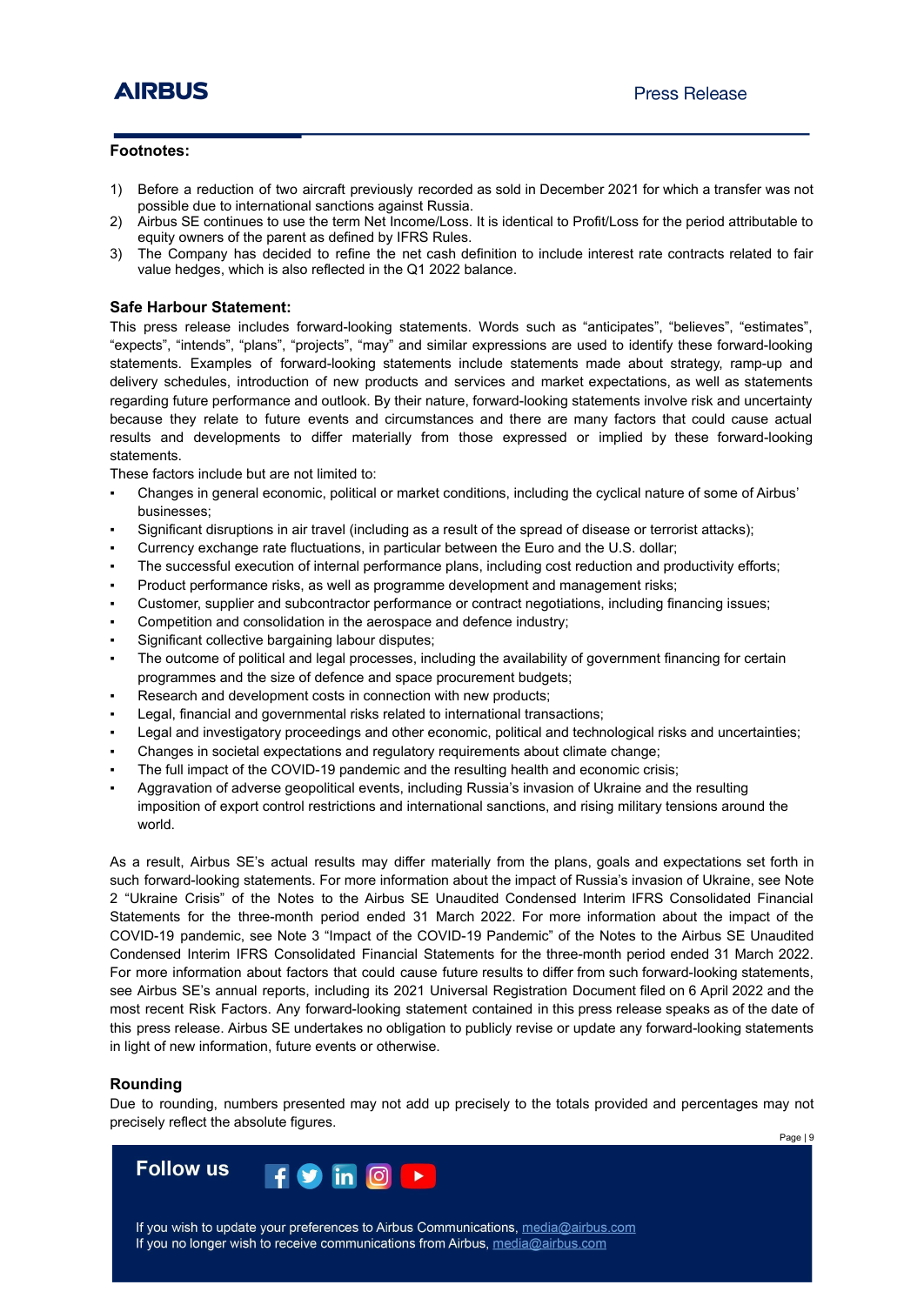## Footnotes:

1) Before a reduction of two aircraft previously recorded as sold in December 2021 for which a transfer was not possible due to international sanctions against Russia.
2) Airbus SE continues to use the term Net Income/Loss. It is identical to Profit/Loss for the period attributable to equity owners of the parent as defined by IFRS Rules.
3) The Company has decided to refine the net cash definition to include interest rate contracts related to fair value hedges, which is also reflected in the Q1 2022 balance.

## Safe Harbour Statement:

This press release includes forward-looking statements. Words such as "anticipates", "believes", "estimates", "expects", "intends", "plans", "projects", "may" and similar expressions are used to identify these forward-looking statements. Examples of forward-looking statements include statements made about strategy, ramp-up and delivery schedules, introduction of new products and services and market expectations, as well as statements regarding future performance and outlook. By their nature, forward-looking statements involve risk and uncertainty because they relate to future events and circumstances and there are many factors that could cause actual results and developments to differ materially from those expressed or implied by these forward-looking statements.

These factors include but are not limited to:

- Changes in general economic, political or market conditions, including the cyclical nature of some of Airbus' businesses;
- Significant disruptions in air travel (including as a result of the spread of disease or terrorist attacks);
- Currency exchange rate fluctuations, in particular between the Euro and the U.S. dollar;
- The successful execution of internal performance plans, including cost reduction and productivity efforts;
- Product performance risks, as well as programme development and management risks;
- Customer, supplier and subcontractor performance or contract negotiations, including financing issues;
- Competition and consolidation in the aerospace and defence industry;
- Significant collective bargaining labour disputes;
- The outcome of political and legal processes, including the availability of government financing for certain programmes and the size of defence and space procurement budgets;
- Research and development costs in connection with new products;
- Legal, financial and governmental risks related to international transactions;
- Legal and investigatory proceedings and other economic, political and technological risks and uncertainties;
- Changes in societal expectations and regulatory requirements about climate change;
- The full impact of the COVID-19 pandemic and the resulting health and economic crisis;
- Aggravation of adverse geopolitical events, including Russia's invasion of Ukraine and the resulting imposition of export control restrictions and international sanctions, and rising military tensions around the world.

As a result, Airbus SE's actual results may differ materially from the plans, goals and expectations set forth in such forward-looking statements. For more information about the impact of Russia's invasion of Ukraine, see Note 2 "Ukraine Crisis" of the Notes to the Airbus SE Unaudited Condensed Interim IFRS Consolidated Financial Statements for the three-month period ended 31 March 2022. For more information about the impact of the COVID-19 pandemic, see Note 3 "Impact of the COVID-19 Pandemic" of the Notes to the Airbus SE Unaudited Condensed Interim IFRS Consolidated Financial Statements for the three-month period ended 31 March 2022. For more information about factors that could cause future results to differ from such forward-looking statements, see Airbus SE's annual reports, including its 2021 Universal Registration Document filed on 6 April 2022 and the most recent Risk Factors. Any forward-looking statement contained in this press release speaks as of the date of this press release. Airbus SE undertakes no obligation to publicly revise or update any forward-looking statements in light of new information, future events or otherwise.

## Rounding

Due to rounding, numbers presented may not add up precisely to the totals provided and percentages may not precisely reflect the absolute figures.

**Follow us**

If you wish to update your preferences to Airbus Communications, media@airbus.com
If you no longer wish to receive communications from Airbus, media@airbus.com